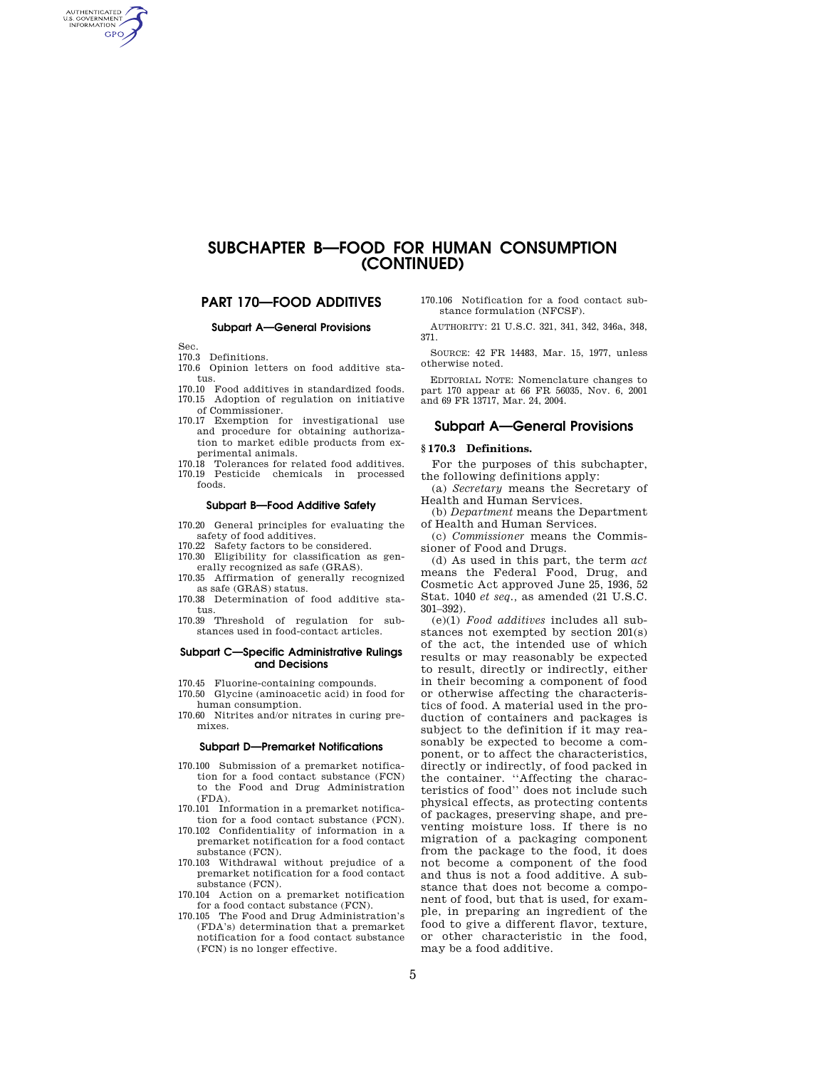# SUBCHAPTER B—FOOD FOR HUMAN CONSUMPTION (CONTINUED)

## PART 170—FOOD ADDITIVES

### Subpart A—General Provisions

Sec.
170.3 Definitions.
170.6 Opinion letters on food additive status.
170.10 Food additives in standardized foods.
170.15 Adoption of regulation on initiative of Commissioner.
170.17 Exemption for investigational use and procedure for obtaining authorization to market edible products from experimental animals.
170.18 Tolerances for related food additives.
170.19 Pesticide chemicals in processed foods.

### Subpart B—Food Additive Safety

170.20 General principles for evaluating the safety of food additives.
170.22 Safety factors to be considered.
170.30 Eligibility for classification as generally recognized as safe (GRAS).
170.35 Affirmation of generally recognized as safe (GRAS) status.
170.38 Determination of food additive status.
170.39 Threshold of regulation for substances used in food-contact articles.

### Subpart C—Specific Administrative Rulings and Decisions

170.45 Fluorine-containing compounds.
170.50 Glycine (aminoacetic acid) in food for human consumption.
170.60 Nitrites and/or nitrates in curing premixes.

### Subpart D—Premarket Notifications

170.100 Submission of a premarket notification for a food contact substance (FCN) to the Food and Drug Administration (FDA).
170.101 Information in a premarket notification for a food contact substance (FCN).
170.102 Confidentiality of information in a premarket notification for a food contact substance (FCN).
170.103 Withdrawal without prejudice of a premarket notification for a food contact substance (FCN).
170.104 Action on a premarket notification for a food contact substance (FCN).
170.105 The Food and Drug Administration's (FDA's) determination that a premarket notification for a food contact substance (FCN) is no longer effective.
170.106 Notification for a food contact substance formulation (NFCSF).

AUTHORITY: 21 U.S.C. 321, 341, 342, 346a, 348, 371.

SOURCE: 42 FR 14483, Mar. 15, 1977, unless otherwise noted.

EDITORIAL NOTE: Nomenclature changes to part 170 appear at 66 FR 56035, Nov. 6, 2001 and 69 FR 13717, Mar. 24, 2004.

## Subpart A—General Provisions

### § 170.3 Definitions.

For the purposes of this subchapter, the following definitions apply:

(a) *Secretary* means the Secretary of Health and Human Services.

(b) *Department* means the Department of Health and Human Services.

(c) *Commissioner* means the Commissioner of Food and Drugs.

(d) As used in this part, the term *act* means the Federal Food, Drug, and Cosmetic Act approved June 25, 1936, 52 Stat. 1040 *et seq.*, as amended (21 U.S.C. 301–392).

(e)(1) *Food additives* includes all substances not exempted by section 201(s) of the act, the intended use of which results or may reasonably be expected to result, directly or indirectly, either in their becoming a component of food or otherwise affecting the characteristics of food. A material used in the production of containers and packages is subject to the definition if it may reasonably be expected to become a component, or to affect the characteristics, directly or indirectly, of food packed in the container. ''Affecting the characteristics of food'' does not include such physical effects, as protecting contents of packages, preserving shape, and preventing moisture loss. If there is no migration of a packaging component from the package to the food, it does not become a component of the food and thus is not a food additive. A substance that does not become a component of food, but that is used, for example, in preparing an ingredient of the food to give a different flavor, texture, or other characteristic in the food, may be a food additive.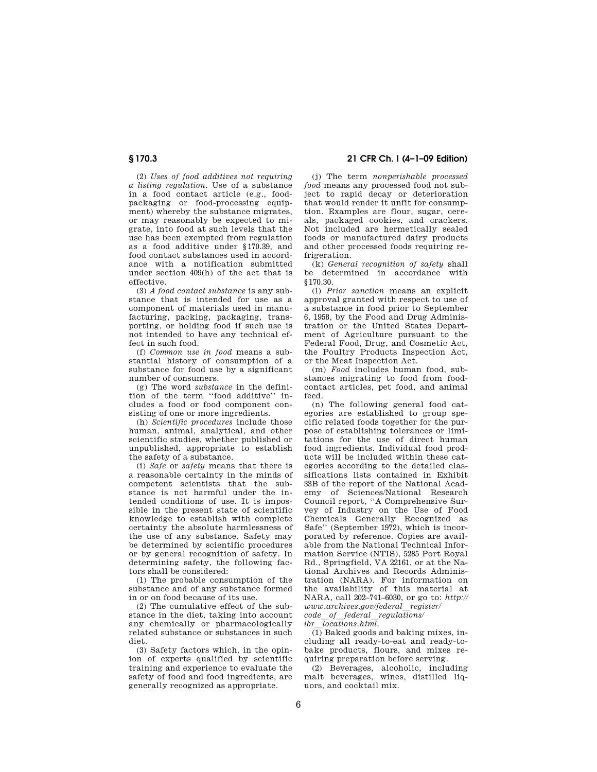(2) *Uses of food additives not requiring a listing regulation.* Use of a substance in a food contact article (e.g., food-packaging or food-processing equipment) whereby the substance migrates, or may reasonably be expected to migrate, into food at such levels that the use has been exempted from regulation as a food additive under §170.39, and food contact substances used in accordance with a notification submitted under section 409(h) of the act that is effective.

(3) *A food contact substance* is any substance that is intended for use as a component of materials used in manufacturing, packing, packaging, transporting, or holding food if such use is not intended to have any technical effect in such food.

(f) *Common use in food* means a substantial history of consumption of a substance for food use by a significant number of consumers.

(g) The word *substance* in the definition of the term ''food additive'' includes a food or food component consisting of one or more ingredients.

(h) *Scientific procedures* include those human, animal, analytical, and other scientific studies, whether published or unpublished, appropriate to establish the safety of a substance.

(i) *Safe* or *safety* means that there is a reasonable certainty in the minds of competent scientists that the substance is not harmful under the intended conditions of use. It is impossible in the present state of scientific knowledge to establish with complete certainty the absolute harmlessness of the use of any substance. Safety may be determined by scientific procedures or by general recognition of safety. In determining safety, the following factors shall be considered:

(1) The probable consumption of the substance and of any substance formed in or on food because of its use.

(2) The cumulative effect of the substance in the diet, taking into account any chemically or pharmacologically related substance or substances in such diet.

(3) Safety factors which, in the opinion of experts qualified by scientific training and experience to evaluate the safety of food and food ingredients, are generally recognized as appropriate.

(j) The term *nonperishable processed food* means any processed food not subject to rapid decay or deterioration that would render it unfit for consumption. Examples are flour, sugar, cereals, packaged cookies, and crackers. Not included are hermetically sealed foods or manufactured dairy products and other processed foods requiring refrigeration.

(k) *General recognition of safety* shall be determined in accordance with §170.30.

(l) *Prior sanction* means an explicit approval granted with respect to use of a substance in food prior to September 6, 1958, by the Food and Drug Administration or the United States Department of Agriculture pursuant to the Federal Food, Drug, and Cosmetic Act, the Poultry Products Inspection Act, or the Meat Inspection Act.

(m) *Food* includes human food, substances migrating to food from food-contact articles, pet food, and animal feed.

(n) The following general food categories are established to group specific related foods together for the purpose of establishing tolerances or limitations for the use of direct human food ingredients. Individual food products will be included within these categories according to the detailed classifications lists contained in Exhibit 33B of the report of the National Academy of Sciences/National Research Council report, ''A Comprehensive Survey of Industry on the Use of Food Chemicals Generally Recognized as Safe'' (September 1972), which is incorporated by reference. Copies are available from the National Technical Information Service (NTIS), 5285 Port Royal Rd., Springfield, VA 22161, or at the National Archives and Records Administration (NARA). For information on the availability of this material at NARA, call 202–741–6030, or go to: *http://www.archives.gov/federal_register/code_of_federal_regulations/ibr_locations.html.*

(1) Baked goods and baking mixes, including all ready-to-eat and ready-to-bake products, flours, and mixes requiring preparation before serving.

(2) Beverages, alcoholic, including malt beverages, wines, distilled liquors, and cocktail mix.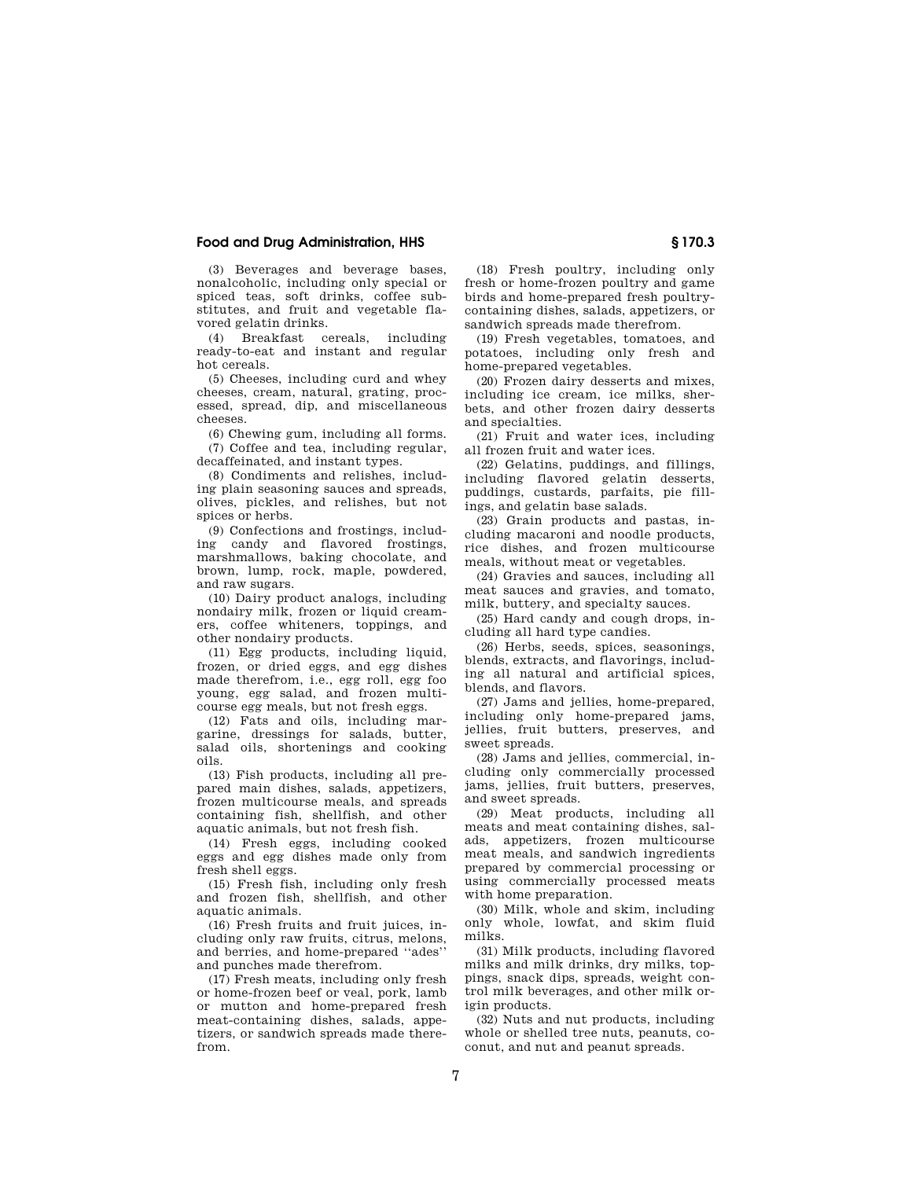(3) Beverages and beverage bases, nonalcoholic, including only special or spiced teas, soft drinks, coffee substitutes, and fruit and vegetable flavored gelatin drinks.

(4) Breakfast cereals, including ready-to-eat and instant and regular hot cereals.

(5) Cheeses, including curd and whey cheeses, cream, natural, grating, processed, spread, dip, and miscellaneous cheeses.

(6) Chewing gum, including all forms.

(7) Coffee and tea, including regular, decaffeinated, and instant types.

(8) Condiments and relishes, including plain seasoning sauces and spreads, olives, pickles, and relishes, but not spices or herbs.

(9) Confections and frostings, including candy and flavored frostings, marshmallows, baking chocolate, and brown, lump, rock, maple, powdered, and raw sugars.

(10) Dairy product analogs, including nondairy milk, frozen or liquid creamers, coffee whiteners, toppings, and other nondairy products.

(11) Egg products, including liquid, frozen, or dried eggs, and egg dishes made therefrom, i.e., egg roll, egg foo young, egg salad, and frozen multicourse egg meals, but not fresh eggs.

(12) Fats and oils, including margarine, dressings for salads, butter, salad oils, shortenings and cooking oils.

(13) Fish products, including all prepared main dishes, salads, appetizers, frozen multicourse meals, and spreads containing fish, shellfish, and other aquatic animals, but not fresh fish.

(14) Fresh eggs, including cooked eggs and egg dishes made only from fresh shell eggs.

(15) Fresh fish, including only fresh and frozen fish, shellfish, and other aquatic animals.

(16) Fresh fruits and fruit juices, including only raw fruits, citrus, melons, and berries, and home-prepared ''ades'' and punches made therefrom.

(17) Fresh meats, including only fresh or home-frozen beef or veal, pork, lamb or mutton and home-prepared fresh meat-containing dishes, salads, appetizers, or sandwich spreads made therefrom.

(18) Fresh poultry, including only fresh or home-frozen poultry and game birds and home-prepared fresh poultry-containing dishes, salads, appetizers, or sandwich spreads made therefrom.

(19) Fresh vegetables, tomatoes, and potatoes, including only fresh and home-prepared vegetables.

(20) Frozen dairy desserts and mixes, including ice cream, ice milks, sherbets, and other frozen dairy desserts and specialties.

(21) Fruit and water ices, including all frozen fruit and water ices.

(22) Gelatins, puddings, and fillings, including flavored gelatin desserts, puddings, custards, parfaits, pie fillings, and gelatin base salads.

(23) Grain products and pastas, including macaroni and noodle products, rice dishes, and frozen multicourse meals, without meat or vegetables.

(24) Gravies and sauces, including all meat sauces and gravies, and tomato, milk, buttery, and specialty sauces.

(25) Hard candy and cough drops, including all hard type candies.

(26) Herbs, seeds, spices, seasonings, blends, extracts, and flavorings, including all natural and artificial spices, blends, and flavors.

(27) Jams and jellies, home-prepared, including only home-prepared jams, jellies, fruit butters, preserves, and sweet spreads.

(28) Jams and jellies, commercial, including only commercially processed jams, jellies, fruit butters, preserves, and sweet spreads.

(29) Meat products, including all meats and meat containing dishes, salads, appetizers, frozen multicourse meat meals, and sandwich ingredients prepared by commercial processing or using commercially processed meats with home preparation.

(30) Milk, whole and skim, including only whole, lowfat, and skim fluid milks.

(31) Milk products, including flavored milks and milk drinks, dry milks, toppings, snack dips, spreads, weight control milk beverages, and other milk origin products.

(32) Nuts and nut products, including whole or shelled tree nuts, peanuts, coconut, and nut and peanut spreads.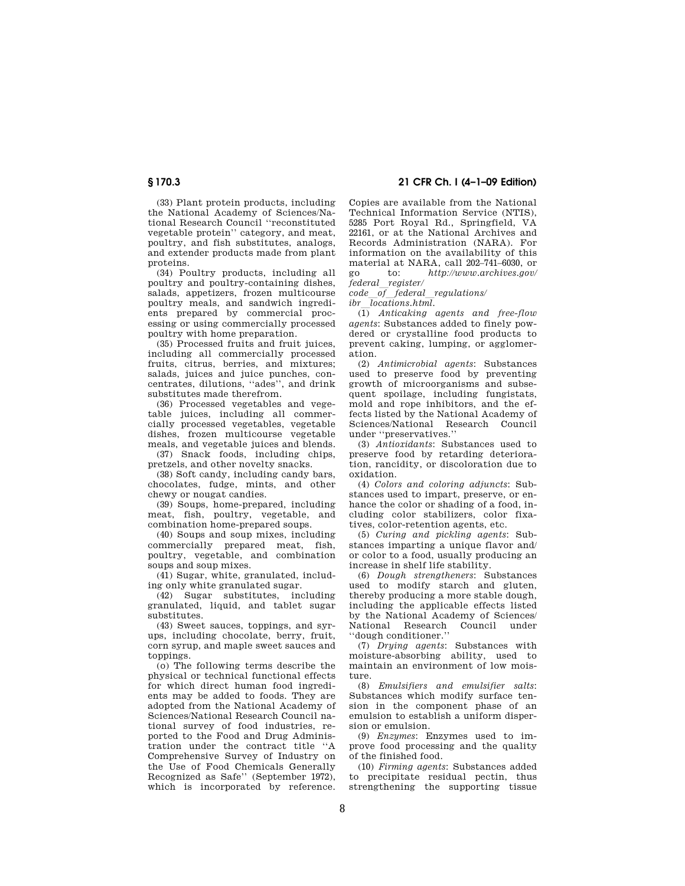(33) Plant protein products, including the National Academy of Sciences/National Research Council ''reconstituted vegetable protein'' category, and meat, poultry, and fish substitutes, analogs, and extender products made from plant proteins.

(34) Poultry products, including all poultry and poultry-containing dishes, salads, appetizers, frozen multicourse poultry meals, and sandwich ingredients prepared by commercial processing or using commercially processed poultry with home preparation.

(35) Processed fruits and fruit juices, including all commercially processed fruits, citrus, berries, and mixtures; salads, juices and juice punches, concentrates, dilutions, ''ades'', and drink substitutes made therefrom.

(36) Processed vegetables and vegetable juices, including all commercially processed vegetables, vegetable dishes, frozen multicourse vegetable meals, and vegetable juices and blends.

(37) Snack foods, including chips, pretzels, and other novelty snacks.

(38) Soft candy, including candy bars, chocolates, fudge, mints, and other chewy or nougat candies.

(39) Soups, home-prepared, including meat, fish, poultry, vegetable, and combination home-prepared soups.

(40) Soups and soup mixes, including commercially prepared meat, fish, poultry, vegetable, and combination soups and soup mixes.

(41) Sugar, white, granulated, including only white granulated sugar.

(42) Sugar substitutes, including granulated, liquid, and tablet sugar substitutes.

(43) Sweet sauces, toppings, and syrups, including chocolate, berry, fruit, corn syrup, and maple sweet sauces and toppings.

(o) The following terms describe the physical or technical functional effects for which direct human food ingredients may be added to foods. They are adopted from the National Academy of Sciences/National Research Council national survey of food industries, reported to the Food and Drug Administration under the contract title ''A Comprehensive Survey of Industry on the Use of Food Chemicals Generally Recognized as Safe'' (September 1972), which is incorporated by reference. Copies are available from the National Technical Information Service (NTIS), 5285 Port Royal Rd., Springfield, VA 22161, or at the National Archives and Records Administration (NARA). For information on the availability of this material at NARA, call 202–741–6030, or go to: *http://www.archives.gov/federal_register/code_of_federal_regulations/ibr_locations.html.*

(1) *Anticaking agents and free-flow agents*: Substances added to finely powdered or crystalline food products to prevent caking, lumping, or agglomeration.

(2) *Antimicrobial agents*: Substances used to preserve food by preventing growth of microorganisms and subsequent spoilage, including fungistats, mold and rope inhibitors, and the effects listed by the National Academy of Sciences/National Research Council under ''preservatives.''

(3) *Antioxidants*: Substances used to preserve food by retarding deterioration, rancidity, or discoloration due to oxidation.

(4) *Colors and coloring adjuncts*: Substances used to impart, preserve, or enhance the color or shading of a food, including color stabilizers, color fixatives, color-retention agents, etc.

(5) *Curing and pickling agents*: Substances imparting a unique flavor and/or color to a food, usually producing an increase in shelf life stability.

(6) *Dough strengtheners*: Substances used to modify starch and gluten, thereby producing a more stable dough, including the applicable effects listed by the National Academy of Sciences/National Research Council under ''dough conditioner.''

(7) *Drying agents*: Substances with moisture-absorbing ability, used to maintain an environment of low moisture.

(8) *Emulsifiers and emulsifier salts*: Substances which modify surface tension in the component phase of an emulsion to establish a uniform dispersion or emulsion.

(9) *Enzymes*: Enzymes used to improve food processing and the quality of the finished food.

(10) *Firming agents*: Substances added to precipitate residual pectin, thus strengthening the supporting tissue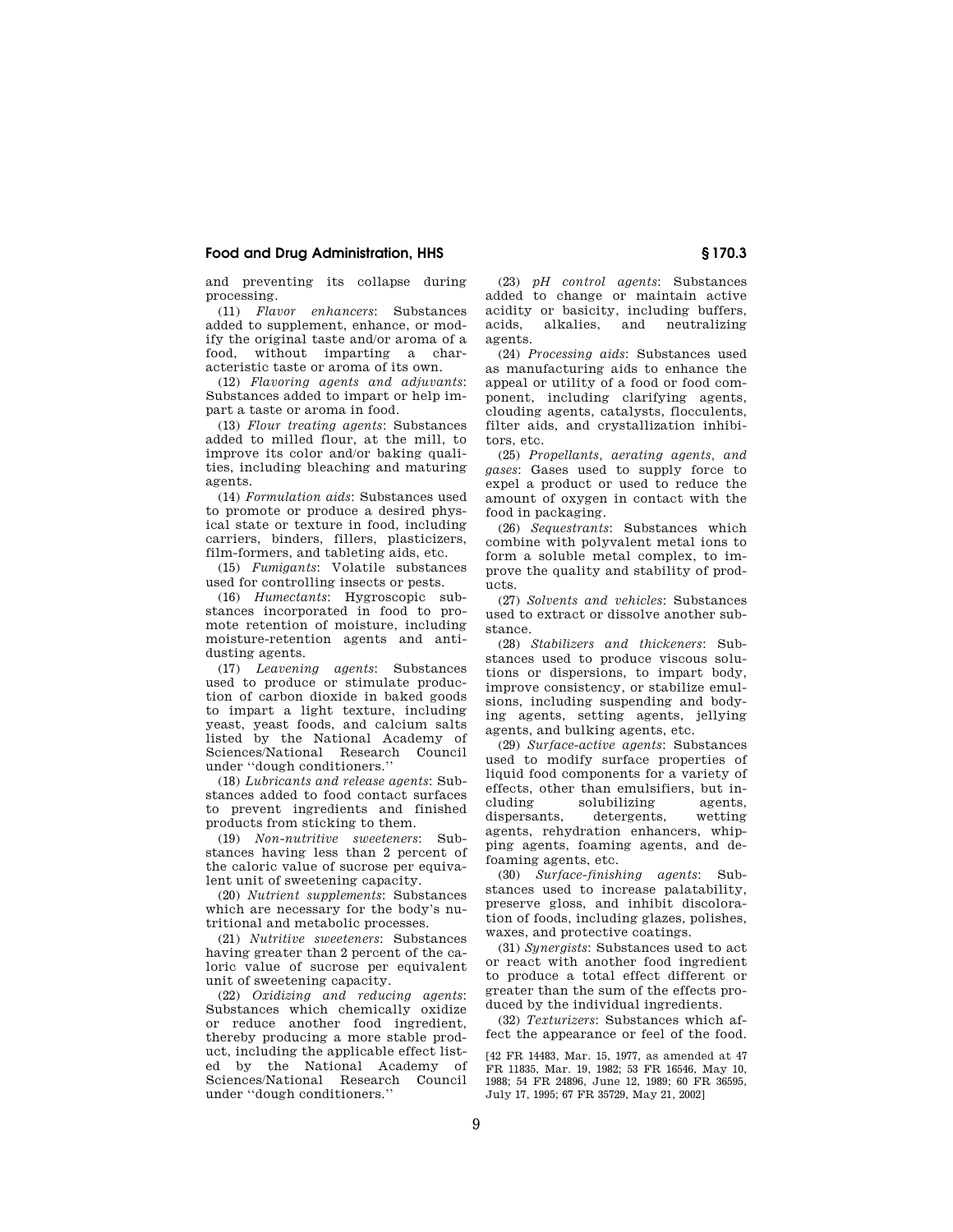and preventing its collapse during processing.

(11) *Flavor enhancers*: Substances added to supplement, enhance, or modify the original taste and/or aroma of a food, without imparting a characteristic taste or aroma of its own.

(12) *Flavoring agents and adjuvants*: Substances added to impart or help impart a taste or aroma in food.

(13) *Flour treating agents*: Substances added to milled flour, at the mill, to improve its color and/or baking qualities, including bleaching and maturing agents.

(14) *Formulation aids*: Substances used to promote or produce a desired physical state or texture in food, including carriers, binders, fillers, plasticizers, film-formers, and tableting aids, etc.

(15) *Fumigants*: Volatile substances used for controlling insects or pests.

(16) *Humectants*: Hygroscopic substances incorporated in food to promote retention of moisture, including moisture-retention agents and antidusting agents.

(17) *Leavening agents*: Substances used to produce or stimulate production of carbon dioxide in baked goods to impart a light texture, including yeast, yeast foods, and calcium salts listed by the National Academy of Sciences/National Research Council under ''dough conditioners.''

(18) *Lubricants and release agents*: Substances added to food contact surfaces to prevent ingredients and finished products from sticking to them.

(19) *Non-nutritive sweeteners*: Substances having less than 2 percent of the caloric value of sucrose per equivalent unit of sweetening capacity.

(20) *Nutrient supplements*: Substances which are necessary for the body's nutritional and metabolic processes.

(21) *Nutritive sweeteners*: Substances having greater than 2 percent of the caloric value of sucrose per equivalent unit of sweetening capacity.

(22) *Oxidizing and reducing agents*: Substances which chemically oxidize or reduce another food ingredient, thereby producing a more stable product, including the applicable effect listed by the National Academy of Sciences/National Research Council under ''dough conditioners.''

(23) *pH control agents*: Substances added to change or maintain active acidity or basicity, including buffers, acids, alkalies, and neutralizing agents.

(24) *Processing aids*: Substances used as manufacturing aids to enhance the appeal or utility of a food or food component, including clarifying agents, clouding agents, catalysts, flocculents, filter aids, and crystallization inhibitors, etc.

(25) *Propellants, aerating agents, and gases*: Gases used to supply force to expel a product or used to reduce the amount of oxygen in contact with the food in packaging.

(26) *Sequestrants*: Substances which combine with polyvalent metal ions to form a soluble metal complex, to improve the quality and stability of products.

(27) *Solvents and vehicles*: Substances used to extract or dissolve another substance.

(28) *Stabilizers and thickeners*: Substances used to produce viscous solutions or dispersions, to impart body, improve consistency, or stabilize emulsions, including suspending and bodying agents, setting agents, jellying agents, and bulking agents, etc.

(29) *Surface-active agents*: Substances used to modify surface properties of liquid food components for a variety of effects, other than emulsifiers, but including solubilizing agents, dispersants, detergents, wetting agents, rehydration enhancers, whipping agents, foaming agents, and defoaming agents, etc.

(30) *Surface-finishing agents*: Substances used to increase palatability, preserve gloss, and inhibit discoloration of foods, including glazes, polishes, waxes, and protective coatings.

(31) *Synergists*: Substances used to act or react with another food ingredient to produce a total effect different or greater than the sum of the effects produced by the individual ingredients.

(32) *Texturizers*: Substances which affect the appearance or feel of the food.

[42 FR 14483, Mar. 15, 1977, as amended at 47 FR 11835, Mar. 19, 1982; 53 FR 16546, May 10, 1988; 54 FR 24896, June 12, 1989; 60 FR 36595, July 17, 1995; 67 FR 35729, May 21, 2002]